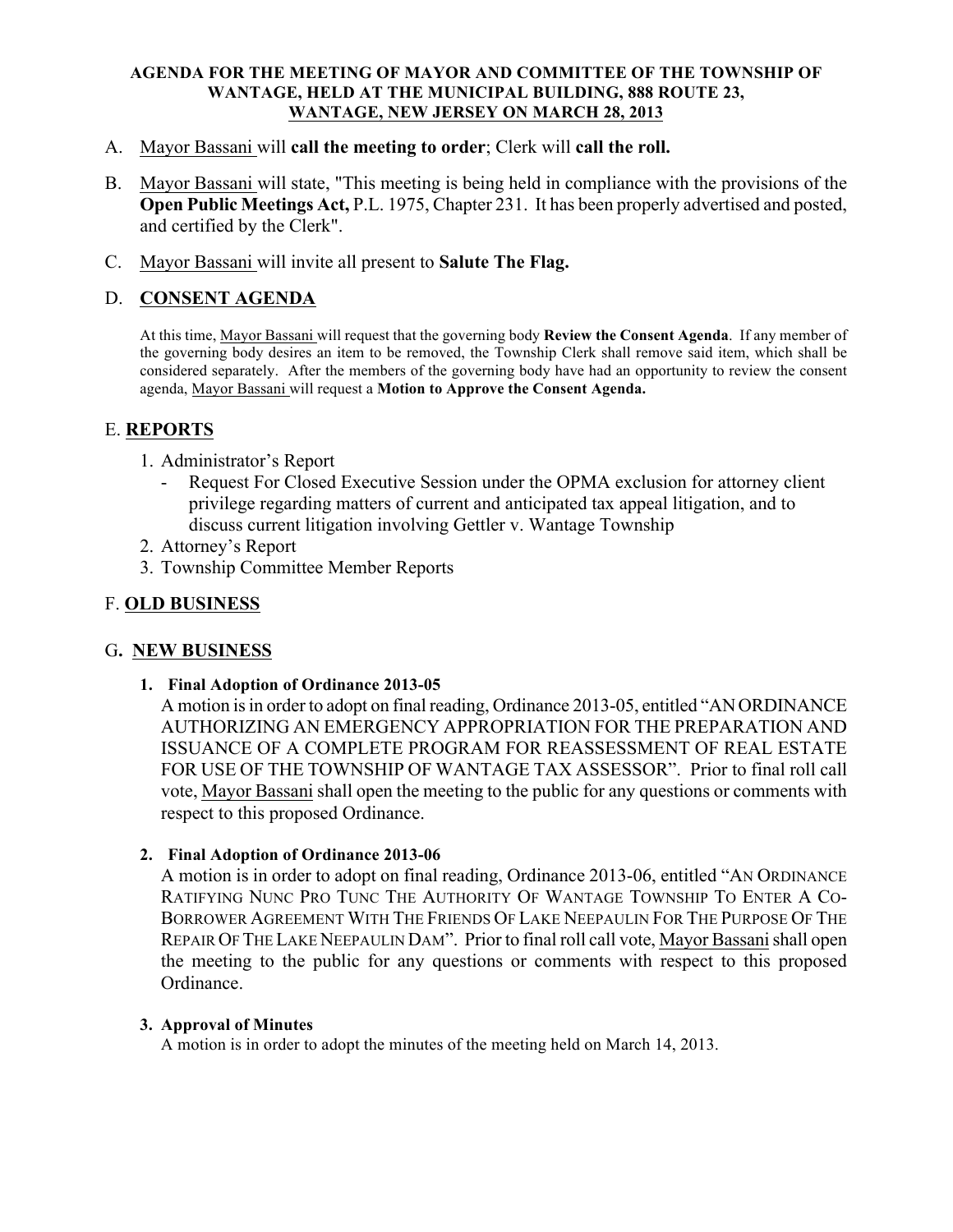**AGENDA FOR THE MEETING OF MAYOR AND COMMITTEE OF THE TOWNSHIP OF WANTAGE, HELD AT THE MUNICIPAL BUILDING, 888 ROUTE 23, WANTAGE, NEW JERSEY ON MARCH 28, 2013**

A. Mayor Bassani will **call the meeting to order**; Clerk will **call the roll.**

B. Mayor Bassani will state, "This meeting is being held in compliance with the provisions of the **Open Public Meetings Act,** P.L. 1975, Chapter 231. It has been properly advertised and posted, and certified by the Clerk".

C. Mayor Bassani will invite all present to **Salute The Flag.**

D. **CONSENT AGENDA**

At this time, Mayor Bassani will request that the governing body **Review the Consent Agenda**. If any member of the governing body desires an item to be removed, the Township Clerk shall remove said item, which shall be considered separately. After the members of the governing body have had an opportunity to review the consent agenda, Mayor Bassani will request a **Motion to Approve the Consent Agenda.**

E. **REPORTS**

1. Administrator's Report
   - Request For Closed Executive Session under the OPMA exclusion for attorney client privilege regarding matters of current and anticipated tax appeal litigation, and to discuss current litigation involving Gettler v. Wantage Township
2. Attorney's Report
3. Township Committee Member Reports

F. **OLD BUSINESS**

G. **NEW BUSINESS**

1. **Final Adoption of Ordinance 2013-05**
   A motion is in order to adopt on final reading, Ordinance 2013-05, entitled "AN ORDINANCE AUTHORIZING AN EMERGENCY APPROPRIATION FOR THE PREPARATION AND ISSUANCE OF A COMPLETE PROGRAM FOR REASSESSMENT OF REAL ESTATE FOR USE OF THE TOWNSHIP OF WANTAGE TAX ASSESSOR". Prior to final roll call vote, Mayor Bassani shall open the meeting to the public for any questions or comments with respect to this proposed Ordinance.

2. **Final Adoption of Ordinance 2013-06**
   A motion is in order to adopt on final reading, Ordinance 2013-06, entitled "AN ORDINANCE RATIFYING NUNC PRO TUNC THE AUTHORITY OF WANTAGE TOWNSHIP TO ENTER A CO-BORROWER AGREEMENT WITH THE FRIENDS OF LAKE NEEPAULIN FOR THE PURPOSE OF THE REPAIR OF THE LAKE NEEPAULIN DAM". Prior to final roll call vote, Mayor Bassani shall open the meeting to the public for any questions or comments with respect to this proposed Ordinance.

3. **Approval of Minutes**
   A motion is in order to adopt the minutes of the meeting held on March 14, 2013.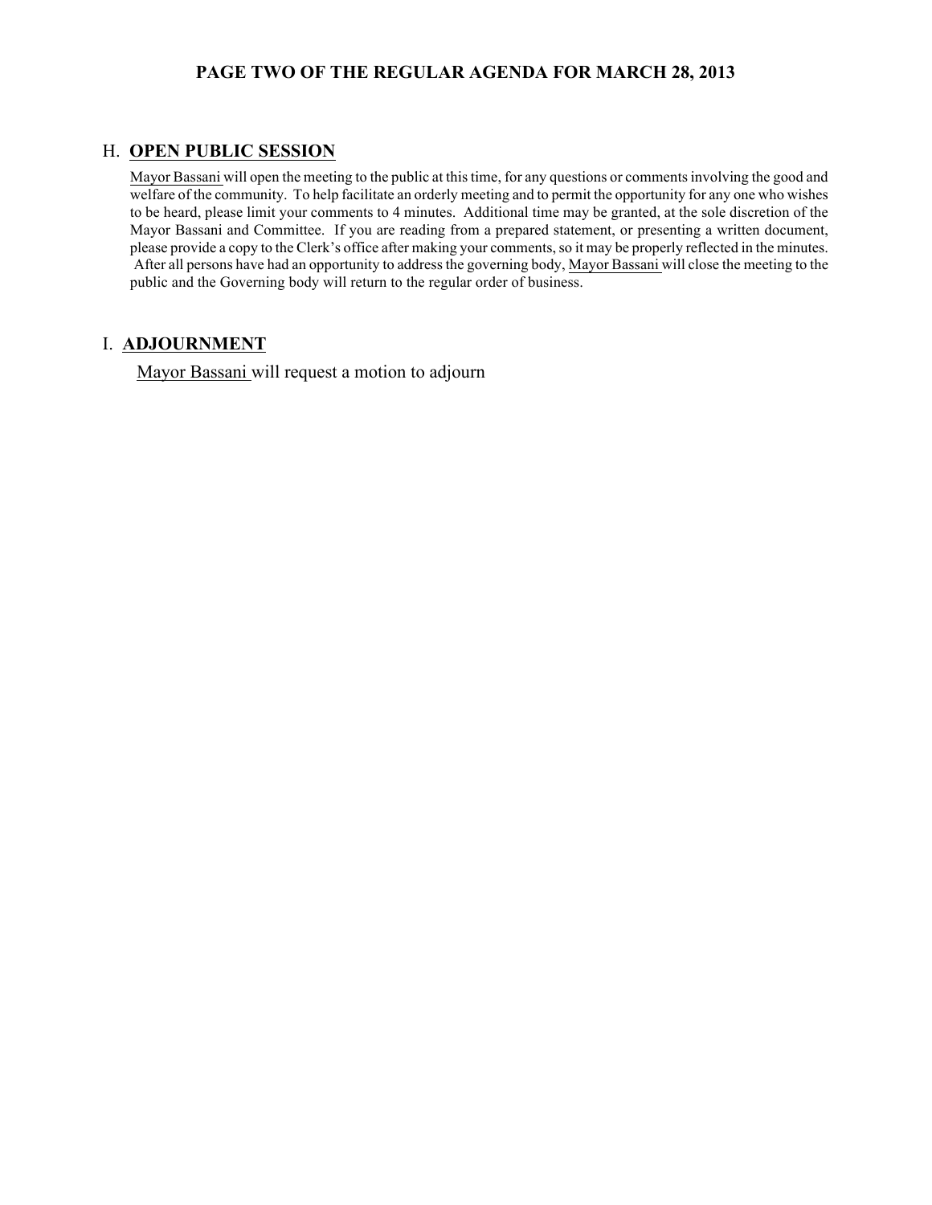**PAGE TWO OF THE REGULAR AGENDA FOR MARCH 28, 2013**

## H. OPEN PUBLIC SESSION

Mayor Bassani will open the meeting to the public at this time, for any questions or comments involving the good and welfare of the community. To help facilitate an orderly meeting and to permit the opportunity for any one who wishes to be heard, please limit your comments to 4 minutes. Additional time may be granted, at the sole discretion of the Mayor Bassani and Committee. If you are reading from a prepared statement, or presenting a written document, please provide a copy to the Clerk's office after making your comments, so it may be properly reflected in the minutes. After all persons have had an opportunity to address the governing body, Mayor Bassani will close the meeting to the public and the Governing body will return to the regular order of business.

## I. ADJOURNMENT

Mayor Bassani will request a motion to adjourn